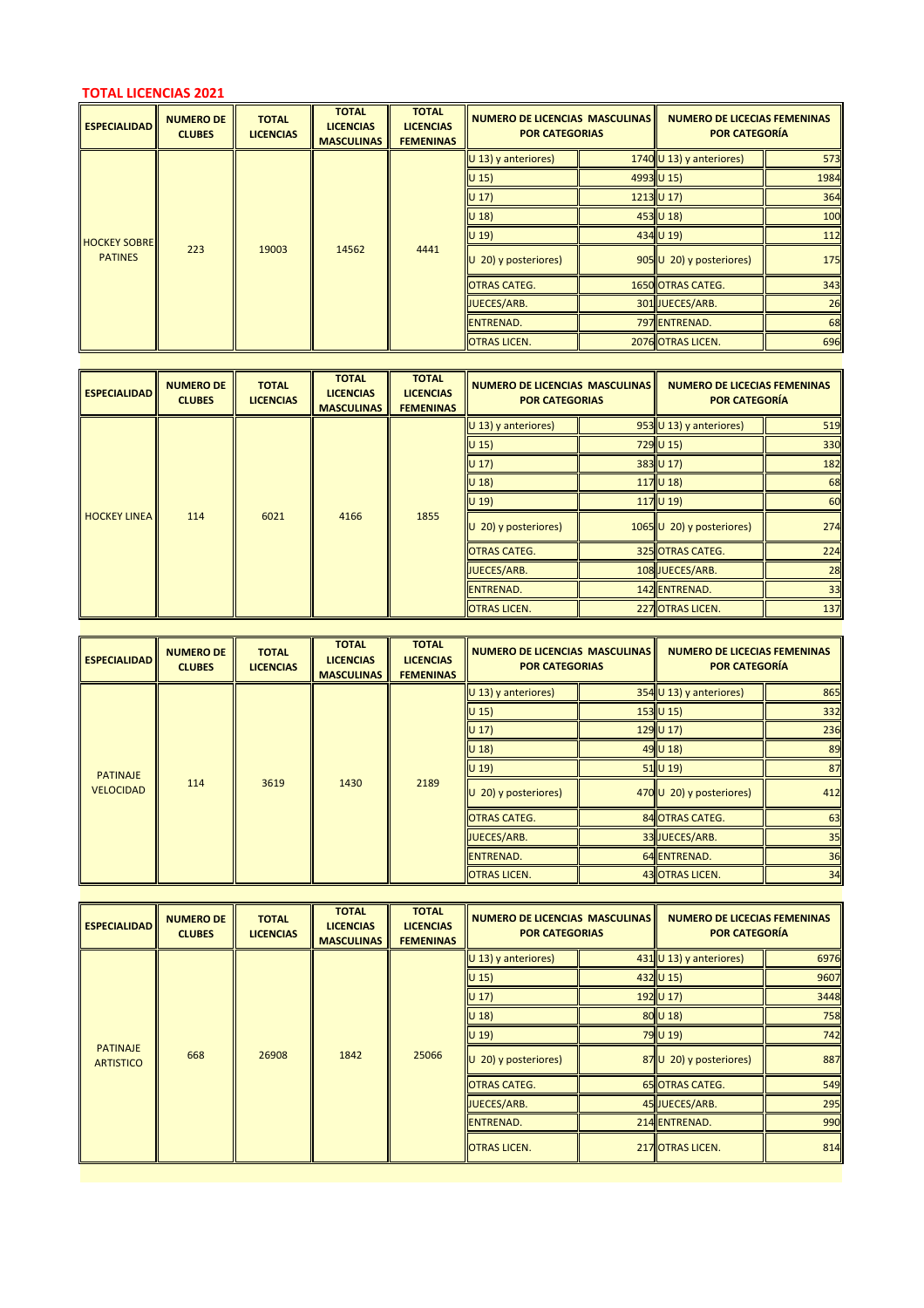## TOTAL LICENCIAS 2021

| ESPECIALIDAD | NUMERO DE CLUBES | TOTAL LICENCIAS | TOTAL LICENCIAS MASCULINAS | TOTAL LICENCIAS FEMENINAS | NUMERO DE LICENCIAS MASCULINAS POR CATEGORIAS | | NUMERO DE LICECIAS FEMENINAS POR CATEGORÍA | |
|---|---|---|---|---|---|---|---|---|
| HOCKEY SOBRE PATINES | 223 | 19003 | 14562 | 4441 | U 13) y anteriores) | 1740 | U 13) y anteriores) | 573 |
| | | | | | U 15) | 4993 | U 15) | 1984 |
| | | | | | U 17) | 1213 | U 17) | 364 |
| | | | | | U 18) | 453 | U 18) | 100 |
| | | | | | U 19) | 434 | U 19) | 112 |
| | | | | | U 20) y posteriores) | 905 | U 20) y posteriores) | 175 |
| | | | | | OTRAS CATEG. | 1650 | OTRAS CATEG. | 343 |
| | | | | | JUECES/ARB. | 301 | JUECES/ARB. | 26 |
| | | | | | ENTRENAD. | 797 | ENTRENAD. | 68 |
| | | | | | OTRAS LICEN. | 2076 | OTRAS LICEN. | 696 |

| ESPECIALIDAD | NUMERO DE CLUBES | TOTAL LICENCIAS | TOTAL LICENCIAS MASCULINAS | TOTAL LICENCIAS FEMENINAS | NUMERO DE LICENCIAS MASCULINAS POR CATEGORIAS | | NUMERO DE LICECIAS FEMENINAS POR CATEGORÍA | |
|---|---|---|---|---|---|---|---|---|
| HOCKEY LINEA | 114 | 6021 | 4166 | 1855 | U 13) y anteriores) | 953 | U 13) y anteriores) | 519 |
| | | | | | U 15) | 729 | U 15) | 330 |
| | | | | | U 17) | 383 | U 17) | 182 |
| | | | | | U 18) | 117 | U 18) | 68 |
| | | | | | U 19) | 117 | U 19) | 60 |
| | | | | | U 20) y posteriores) | 1065 | U 20) y posteriores) | 274 |
| | | | | | OTRAS CATEG. | 325 | OTRAS CATEG. | 224 |
| | | | | | JUECES/ARB. | 108 | JUECES/ARB. | 28 |
| | | | | | ENTRENAD. | 142 | ENTRENAD. | 33 |
| | | | | | OTRAS LICEN. | 227 | OTRAS LICEN. | 137 |

| ESPECIALIDAD | NUMERO DE CLUBES | TOTAL LICENCIAS | TOTAL LICENCIAS MASCULINAS | TOTAL LICENCIAS FEMENINAS | NUMERO DE LICENCIAS MASCULINAS POR CATEGORIAS | | NUMERO DE LICECIAS FEMENINAS POR CATEGORÍA | |
|---|---|---|---|---|---|---|---|---|
| PATINAJE VELOCIDAD | 114 | 3619 | 1430 | 2189 | U 13) y anteriores) | 354 | U 13) y anteriores) | 865 |
| | | | | | U 15) | 153 | U 15) | 332 |
| | | | | | U 17) | 129 | U 17) | 236 |
| | | | | | U 18) | 49 | U 18) | 89 |
| | | | | | U 19) | 51 | U 19) | 87 |
| | | | | | U 20) y posteriores) | 470 | U 20) y posteriores) | 412 |
| | | | | | OTRAS CATEG. | 84 | OTRAS CATEG. | 63 |
| | | | | | JUECES/ARB. | 33 | JUECES/ARB. | 35 |
| | | | | | ENTRENAD. | 64 | ENTRENAD. | 36 |
| | | | | | OTRAS LICEN. | 43 | OTRAS LICEN. | 34 |

| ESPECIALIDAD | NUMERO DE CLUBES | TOTAL LICENCIAS | TOTAL LICENCIAS MASCULINAS | TOTAL LICENCIAS FEMENINAS | NUMERO DE LICENCIAS MASCULINAS POR CATEGORIAS | | NUMERO DE LICECIAS FEMENINAS POR CATEGORÍA | |
|---|---|---|---|---|---|---|---|---|
| PATINAJE ARTISTICO | 668 | 26908 | 1842 | 25066 | U 13) y anteriores) | 431 | U 13) y anteriores) | 6976 |
| | | | | | U 15) | 432 | U 15) | 9607 |
| | | | | | U 17) | 192 | U 17) | 3448 |
| | | | | | U 18) | 80 | U 18) | 758 |
| | | | | | U 19) | 79 | U 19) | 742 |
| | | | | | U 20) y posteriores) | 87 | U 20) y posteriores) | 887 |
| | | | | | OTRAS CATEG. | 65 | OTRAS CATEG. | 549 |
| | | | | | JUECES/ARB. | 45 | JUECES/ARB. | 295 |
| | | | | | ENTRENAD. | 214 | ENTRENAD. | 990 |
| | | | | | OTRAS LICEN. | 217 | OTRAS LICEN. | 814 |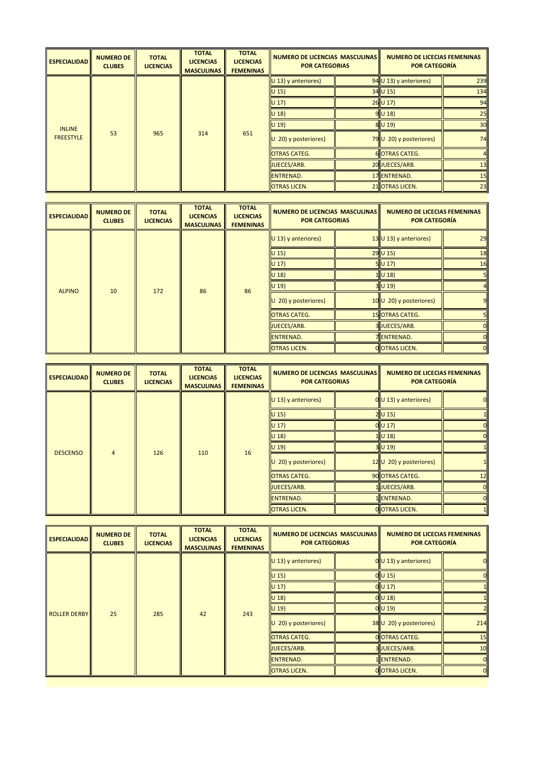| ESPECIALIDAD | NUMERO DE CLUBES | TOTAL LICENCIAS | TOTAL LICENCIAS MASCULINAS | TOTAL LICENCIAS FEMENINAS | NUMERO DE LICENCIAS MASCULINAS POR CATEGORIAS | | NUMERO DE LICECIAS FEMENINAS POR CATEGORÍA | |
|---|---|---|---|---|---|---|---|---|
| INLINE FREESTYLE | 53 | 965 | 314 | 651 | U 13) y anteriores) | 94 | U 13) y anteriores) | 239 |
| | | | | | U 15) | 34 | U 15) | 134 |
| | | | | | U 17) | 26 | U 17) | 94 |
| | | | | | U 18) | 9 | U 18) | 25 |
| | | | | | U 19) | 8 | U 19) | 30 |
| | | | | | U 20) y posteriores) | 79 | U 20) y posteriores) | 74 |
| | | | | | OTRAS CATEG. | 6 | OTRAS CATEG. | 4 |
| | | | | | JUECES/ARB. | 20 | JUECES/ARB. | 13 |
| | | | | | ENTRENAD. | 17 | ENTRENAD. | 15 |
| | | | | | OTRAS LICEN. | 21 | OTRAS LICEN. | 23 |

| ESPECIALIDAD | NUMERO DE CLUBES | TOTAL LICENCIAS | TOTAL LICENCIAS MASCULINAS | TOTAL LICENCIAS FEMENINAS | NUMERO DE LICENCIAS MASCULINAS POR CATEGORIAS | | NUMERO DE LICECIAS FEMENINAS POR CATEGORÍA | |
|---|---|---|---|---|---|---|---|---|
| ALPINO | 10 | 172 | 86 | 86 | U 13) y anteriores) | 13 | U 13) y anteriores) | 29 |
| | | | | | U 15) | 29 | U 15) | 18 |
| | | | | | U 17) | 5 | U 17) | 16 |
| | | | | | U 18) | 1 | U 18) | 5 |
| | | | | | U 19) | 3 | U 19) | 4 |
| | | | | | U 20) y posteriores) | 10 | U 20) y posteriores) | 9 |
| | | | | | OTRAS CATEG. | 15 | OTRAS CATEG. | 5 |
| | | | | | JUECES/ARB. | 3 | JUECES/ARB. | 0 |
| | | | | | ENTRENAD. | 7 | ENTRENAD. | 0 |
| | | | | | OTRAS LICEN. | 0 | OTRAS LICEN. | 0 |

| ESPECIALIDAD | NUMERO DE CLUBES | TOTAL LICENCIAS | TOTAL LICENCIAS MASCULINAS | TOTAL LICENCIAS FEMENINAS | NUMERO DE LICENCIAS MASCULINAS POR CATEGORIAS | | NUMERO DE LICECIAS FEMENINAS POR CATEGORÍA | |
|---|---|---|---|---|---|---|---|---|
| DESCENSO | 4 | 126 | 110 | 16 | U 13) y anteriores) | 0 | U 13) y anteriores) | 0 |
| | | | | | U 15) | 2 | U 15) | 1 |
| | | | | | U 17) | 0 | U 17) | 0 |
| | | | | | U 18) | 1 | U 18) | 0 |
| | | | | | U 19) | 3 | U 19) | 1 |
| | | | | | U 20) y posteriores) | 12 | U 20) y posteriores) | 1 |
| | | | | | OTRAS CATEG. | 90 | OTRAS CATEG. | 12 |
| | | | | | JUECES/ARB. | 1 | JUECES/ARB. | 0 |
| | | | | | ENTRENAD. | 1 | ENTRENAD. | 0 |
| | | | | | OTRAS LICEN. | 0 | OTRAS LICEN. | 1 |

| ESPECIALIDAD | NUMERO DE CLUBES | TOTAL LICENCIAS | TOTAL LICENCIAS MASCULINAS | TOTAL LICENCIAS FEMENINAS | NUMERO DE LICENCIAS MASCULINAS POR CATEGORIAS | | NUMERO DE LICECIAS FEMENINAS POR CATEGORÍA | |
|---|---|---|---|---|---|---|---|---|
| ROLLER DERBY | 25 | 285 | 42 | 243 | U 13) y anteriores) | 0 | U 13) y anteriores) | 0 |
| | | | | | U 15) | 0 | U 15) | 0 |
| | | | | | U 17) | 0 | U 17) | 1 |
| | | | | | U 18) | 0 | U 18) | 1 |
| | | | | | U 19) | 0 | U 19) | 2 |
| | | | | | U 20) y posteriores) | 38 | U 20) y posteriores) | 214 |
| | | | | | OTRAS CATEG. | 0 | OTRAS CATEG. | 15 |
| | | | | | JUECES/ARB. | 3 | JUECES/ARB. | 10 |
| | | | | | ENTRENAD. | 1 | ENTRENAD. | 0 |
| | | | | | OTRAS LICEN. | 0 | OTRAS LICEN. | 0 |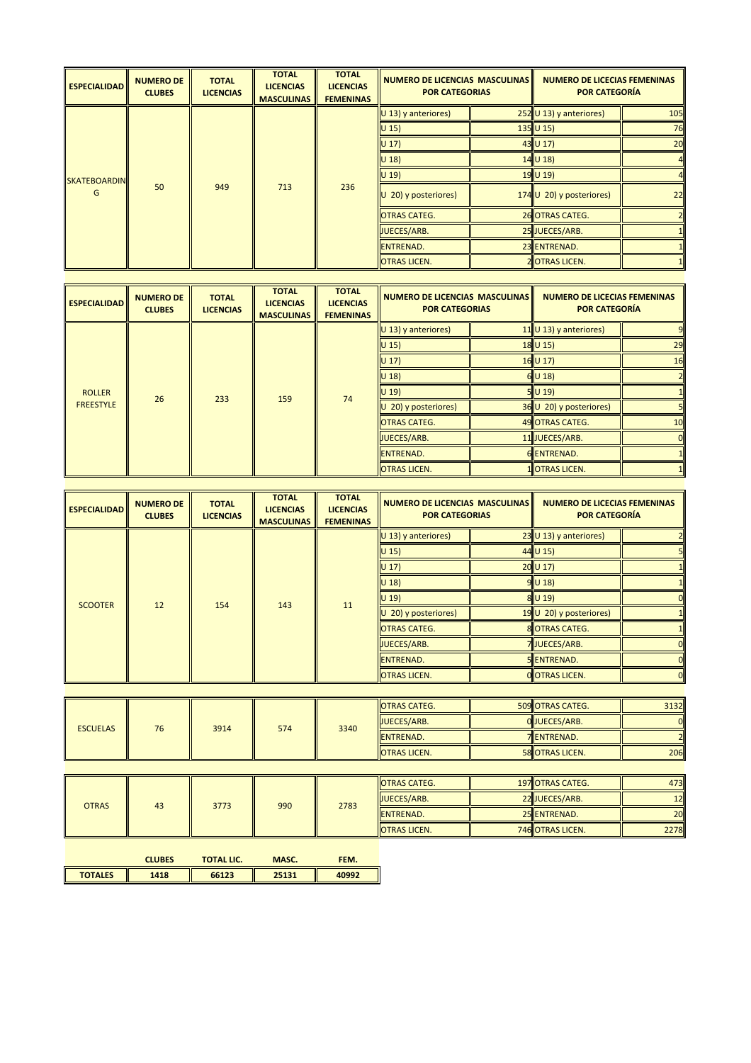| ESPECIALIDAD | NUMERO DE CLUBES | TOTAL LICENCIAS | TOTAL LICENCIAS MASCULINAS | TOTAL LICENCIAS FEMENINAS | NUMERO DE LICENCIAS MASCULINAS POR CATEGORIAS | | NUMERO DE LICECIAS FEMENINAS POR CATEGORÍA | |
|---|---|---|---|---|---|---|---|---|
| SKATEBOARDING | 50 | 949 | 713 | 236 | U 13) y anteriores) | 252 | U 13) y anteriores) | 105 |
| | | | | | U 15) | 135 | U 15) | 76 |
| | | | | | U 17) | 43 | U 17) | 20 |
| | | | | | U 18) | 14 | U 18) | 4 |
| | | | | | U 19) | 19 | U 19) | 4 |
| | | | | | U 20) y posteriores) | 174 | U 20) y posteriores) | 22 |
| | | | | | OTRAS CATEG. | 26 | OTRAS CATEG. | 2 |
| | | | | | JUECES/ARB. | 25 | JUECES/ARB. | 1 |
| | | | | | ENTRENAD. | 23 | ENTRENAD. | 1 |
| | | | | | OTRAS LICEN. | 2 | OTRAS LICEN. | 1 |

| ESPECIALIDAD | NUMERO DE CLUBES | TOTAL LICENCIAS | TOTAL LICENCIAS MASCULINAS | TOTAL LICENCIAS FEMENINAS | NUMERO DE LICENCIAS MASCULINAS POR CATEGORIAS | | NUMERO DE LICECIAS FEMENINAS POR CATEGORÍA | |
|---|---|---|---|---|---|---|---|---|
| ROLLER FREESTYLE | 26 | 233 | 159 | 74 | U 13) y anteriores) | 11 | U 13) y anteriores) | 9 |
| | | | | | U 15) | 18 | U 15) | 29 |
| | | | | | U 17) | 16 | U 17) | 16 |
| | | | | | U 18) | 6 | U 18) | 2 |
| | | | | | U 19) | 5 | U 19) | 1 |
| | | | | | U 20) y posteriores) | 36 | U 20) y posteriores) | 5 |
| | | | | | OTRAS CATEG. | 49 | OTRAS CATEG. | 10 |
| | | | | | JUECES/ARB. | 11 | JUECES/ARB. | 0 |
| | | | | | ENTRENAD. | 6 | ENTRENAD. | 1 |
| | | | | | OTRAS LICEN. | 1 | OTRAS LICEN. | 1 |

| ESPECIALIDAD | NUMERO DE CLUBES | TOTAL LICENCIAS | TOTAL LICENCIAS MASCULINAS | TOTAL LICENCIAS FEMENINAS | NUMERO DE LICENCIAS MASCULINAS POR CATEGORIAS | | NUMERO DE LICECIAS FEMENINAS POR CATEGORÍA | |
|---|---|---|---|---|---|---|---|---|
| SCOOTER | 12 | 154 | 143 | 11 | U 13) y anteriores) | 23 | U 13) y anteriores) | 2 |
| | | | | | U 15) | 44 | U 15) | 5 |
| | | | | | U 17) | 20 | U 17) | 1 |
| | | | | | U 18) | 9 | U 18) | 1 |
| | | | | | U 19) | 8 | U 19) | 0 |
| | | | | | U 20) y posteriores) | 19 | U 20) y posteriores) | 1 |
| | | | | | OTRAS CATEG. | 8 | OTRAS CATEG. | 1 |
| | | | | | JUECES/ARB. | 7 | JUECES/ARB. | 0 |
| | | | | | ENTRENAD. | 5 | ENTRENAD. | 0 |
| | | | | | OTRAS LICEN. | 0 | OTRAS LICEN. | 0 |

| | | | | | | | | |
|---|---|---|---|---|---|---|---|---|
| ESCUELAS | 76 | 3914 | 574 | 3340 | OTRAS CATEG. | 509 | OTRAS CATEG. | 3132 |
| | | | | | JUECES/ARB. | 0 | JUECES/ARB. | 0 |
| | | | | | ENTRENAD. | 7 | ENTRENAD. | 2 |
| | | | | | OTRAS LICEN. | 58 | OTRAS LICEN. | 206 |

| | | | | | | | | |
|---|---|---|---|---|---|---|---|---|
| OTRAS | 43 | 3773 | 990 | 2783 | OTRAS CATEG. | 197 | OTRAS CATEG. | 473 |
| | | | | | JUECES/ARB. | 22 | JUECES/ARB. | 12 |
| | | | | | ENTRENAD. | 25 | ENTRENAD. | 20 |
| | | | | | OTRAS LICEN. | 746 | OTRAS LICEN. | 2278 |

| | CLUBES | TOTAL LIC. | MASC. | FEM. |
|---|---|---|---|---|
| TOTALES | 1418 | 66123 | 25131 | 40992 |